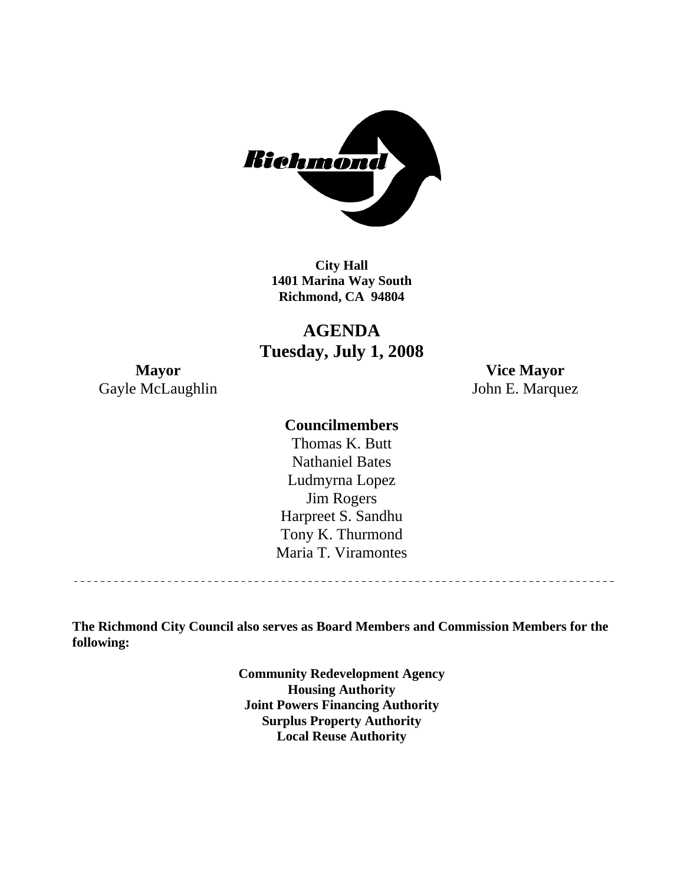Richmond

**City Hall**
**1401 Marina Way South**
**Richmond, CA 94804**

# AGENDA
## Tuesday, July 1, 2008

**Mayor**
Gayle McLaughlin

**Vice Mayor**
John E. Marquez

**Councilmembers**

Thomas K. Butt
Nathaniel Bates
Ludmyrna Lopez
Jim Rogers
Harpreet S. Sandhu
Tony K. Thurmond
Maria T. Viramontes

---

**The Richmond City Council also serves as Board Members and Commission Members for the following:**

**Community Redevelopment Agency**
**Housing Authority**
**Joint Powers Financing Authority**
**Surplus Property Authority**
**Local Reuse Authority**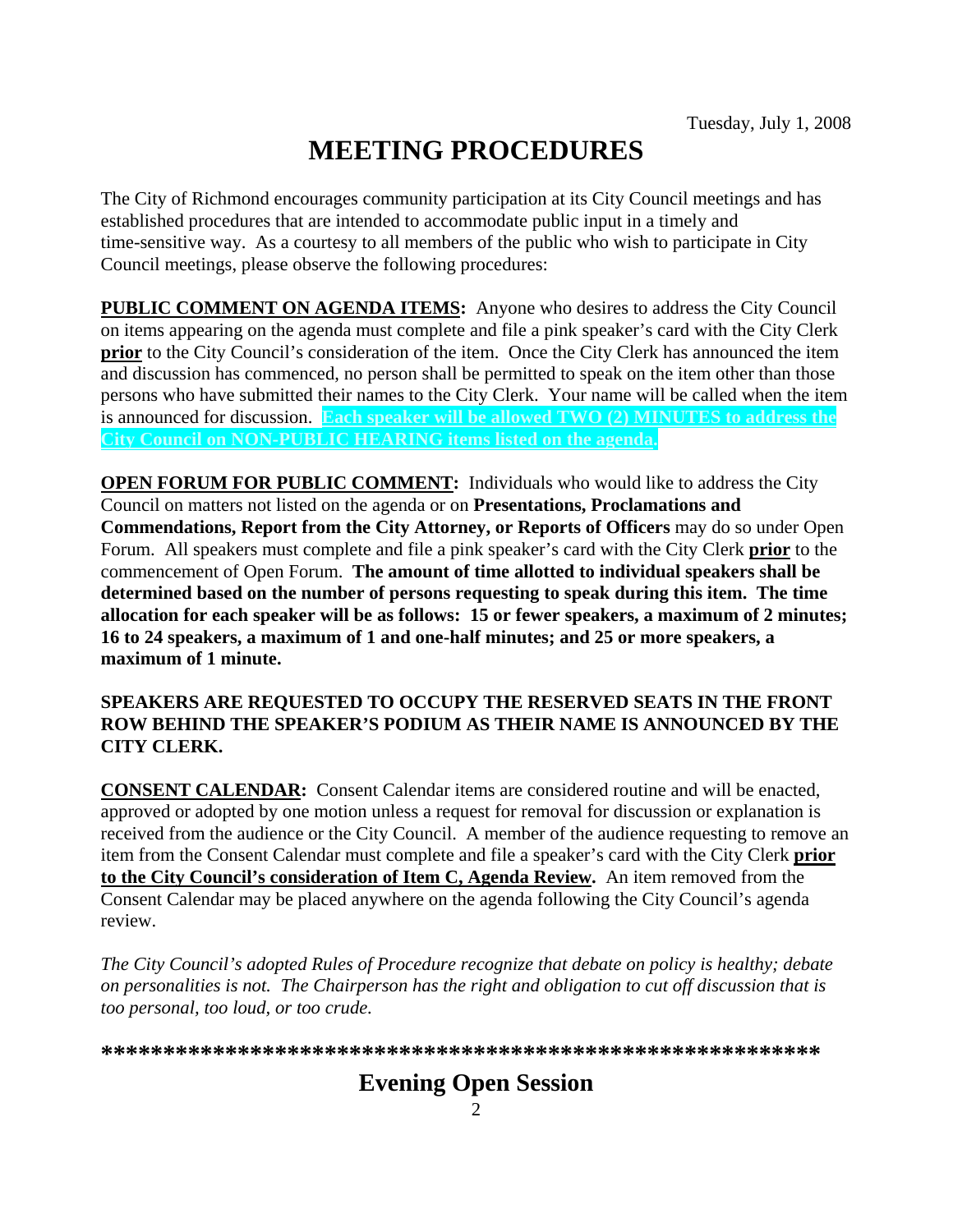Tuesday, July 1, 2008

# MEETING PROCEDURES

The City of Richmond encourages community participation at its City Council meetings and has established procedures that are intended to accommodate public input in a timely and time-sensitive way. As a courtesy to all members of the public who wish to participate in City Council meetings, please observe the following procedures:

**PUBLIC COMMENT ON AGENDA ITEMS:** Anyone who desires to address the City Council on items appearing on the agenda must complete and file a pink speaker's card with the City Clerk **prior** to the City Council's consideration of the item. Once the City Clerk has announced the item and discussion has commenced, no person shall be permitted to speak on the item other than those persons who have submitted their names to the City Clerk. Your name will be called when the item is announced for discussion. **Each speaker will be allowed TWO (2) MINUTES to address the City Council on NON-PUBLIC HEARING items listed on the agenda.**

**OPEN FORUM FOR PUBLIC COMMENT:** Individuals who would like to address the City Council on matters not listed on the agenda or on **Presentations, Proclamations and Commendations, Report from the City Attorney, or Reports of Officers** may do so under Open Forum. All speakers must complete and file a pink speaker's card with the City Clerk **prior** to the commencement of Open Forum. **The amount of time allotted to individual speakers shall be determined based on the number of persons requesting to speak during this item. The time allocation for each speaker will be as follows: 15 or fewer speakers, a maximum of 2 minutes; 16 to 24 speakers, a maximum of 1 and one-half minutes; and 25 or more speakers, a maximum of 1 minute.**

**SPEAKERS ARE REQUESTED TO OCCUPY THE RESERVED SEATS IN THE FRONT ROW BEHIND THE SPEAKER'S PODIUM AS THEIR NAME IS ANNOUNCED BY THE CITY CLERK.**

**CONSENT CALENDAR:** Consent Calendar items are considered routine and will be enacted, approved or adopted by one motion unless a request for removal for discussion or explanation is received from the audience or the City Council. A member of the audience requesting to remove an item from the Consent Calendar must complete and file a speaker's card with the City Clerk **prior to the City Council's consideration of Item C, Agenda Review.** An item removed from the Consent Calendar may be placed anywhere on the agenda following the City Council's agenda review.

*The City Council's adopted Rules of Procedure recognize that debate on policy is healthy; debate on personalities is not. The Chairperson has the right and obligation to cut off discussion that is too personal, too loud, or too crude.*

**\*\*\*\*\*\*\*\*\*\*\*\*\*\*\*\*\*\*\*\*\*\*\*\*\*\*\*\*\*\*\*\*\*\*\*\*\*\*\*\*\*\*\*\*\*\*\*\*\*\*\*\*\*\*\*\*\*\***

## Evening Open Session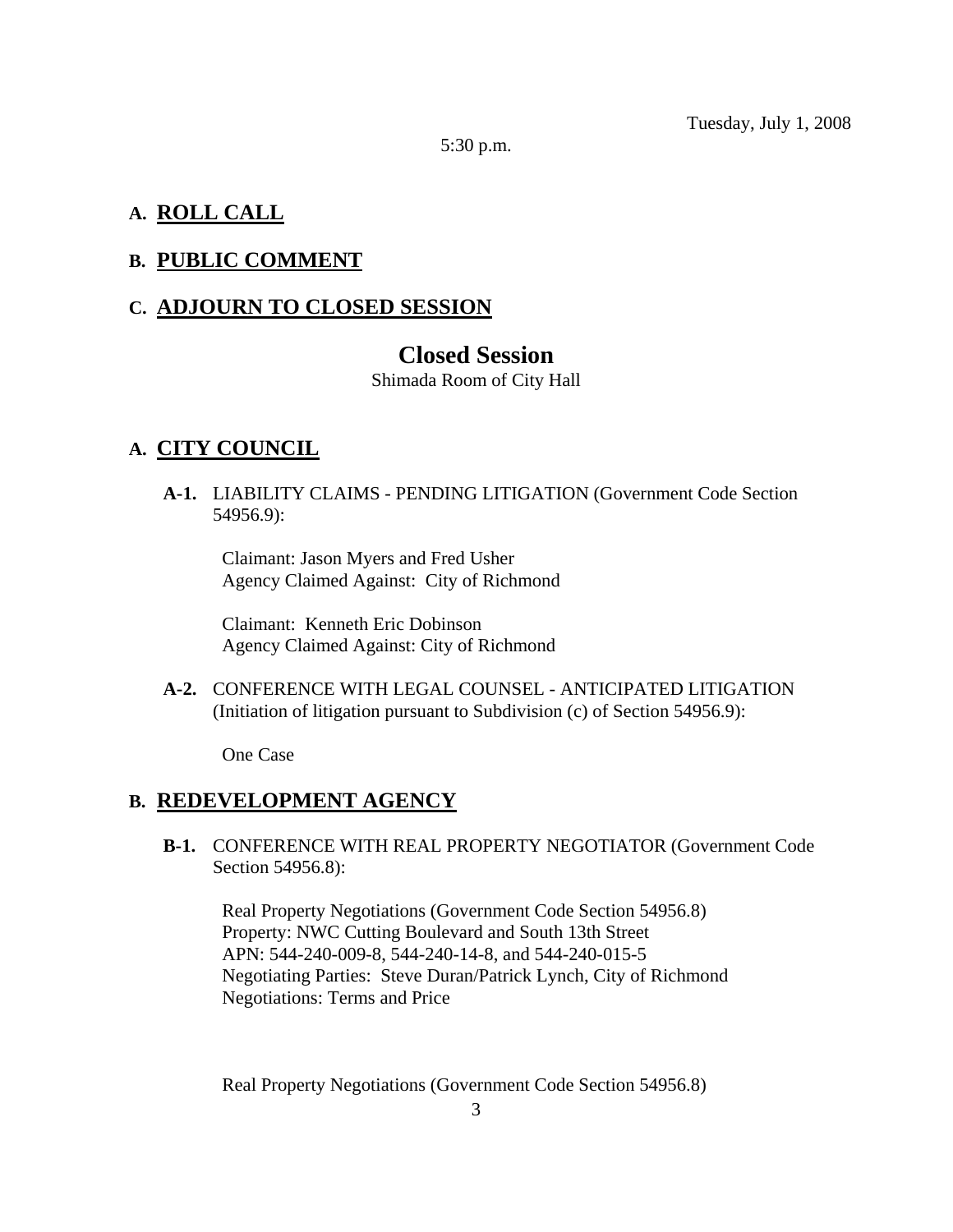Tuesday, July 1, 2008

5:30 p.m.

## A. ROLL CALL

## B. PUBLIC COMMENT

## C. ADJOURN TO CLOSED SESSION

# Closed Session

Shimada Room of City Hall

## A. CITY COUNCIL

**A-1.** LIABILITY CLAIMS - PENDING LITIGATION (Government Code Section 54956.9):

Claimant: Jason Myers and Fred Usher
Agency Claimed Against: City of Richmond

Claimant: Kenneth Eric Dobinson
Agency Claimed Against: City of Richmond

**A-2.** CONFERENCE WITH LEGAL COUNSEL - ANTICIPATED LITIGATION (Initiation of litigation pursuant to Subdivision (c) of Section 54956.9):

One Case

## B. REDEVELOPMENT AGENCY

**B-1.** CONFERENCE WITH REAL PROPERTY NEGOTIATOR (Government Code Section 54956.8):

Real Property Negotiations (Government Code Section 54956.8)
Property: NWC Cutting Boulevard and South 13th Street
APN: 544-240-009-8, 544-240-14-8, and 544-240-015-5
Negotiating Parties: Steve Duran/Patrick Lynch, City of Richmond
Negotiations: Terms and Price

Real Property Negotiations (Government Code Section 54956.8)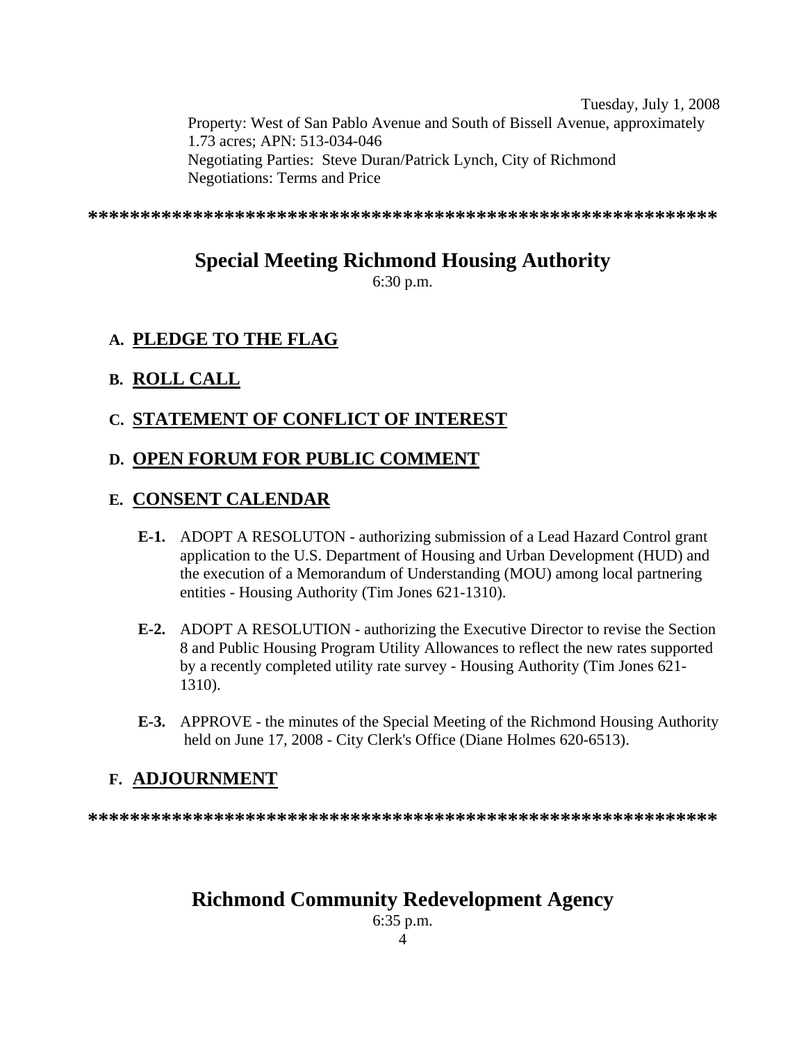Tuesday, July 1, 2008

Property: West of San Pablo Avenue and South of Bissell Avenue, approximately 1.73 acres; APN: 513-034-046
Negotiating Parties: Steve Duran/Patrick Lynch, City of Richmond
Negotiations: Terms and Price

**************************************************************

## Special Meeting Richmond Housing Authority

6:30 p.m.

### A. PLEDGE TO THE FLAG

### B. ROLL CALL

### C. STATEMENT OF CONFLICT OF INTEREST

### D. OPEN FORUM FOR PUBLIC COMMENT

### E. CONSENT CALENDAR

**E-1.** ADOPT A RESOLUTON - authorizing submission of a Lead Hazard Control grant application to the U.S. Department of Housing and Urban Development (HUD) and the execution of a Memorandum of Understanding (MOU) among local partnering entities - Housing Authority (Tim Jones 621-1310).

**E-2.** ADOPT A RESOLUTION - authorizing the Executive Director to revise the Section 8 and Public Housing Program Utility Allowances to reflect the new rates supported by a recently completed utility rate survey - Housing Authority (Tim Jones 621-1310).

**E-3.** APPROVE - the minutes of the Special Meeting of the Richmond Housing Authority held on June 17, 2008 - City Clerk's Office (Diane Holmes 620-6513).

### F. ADJOURNMENT

**************************************************************

## Richmond Community Redevelopment Agency

6:35 p.m.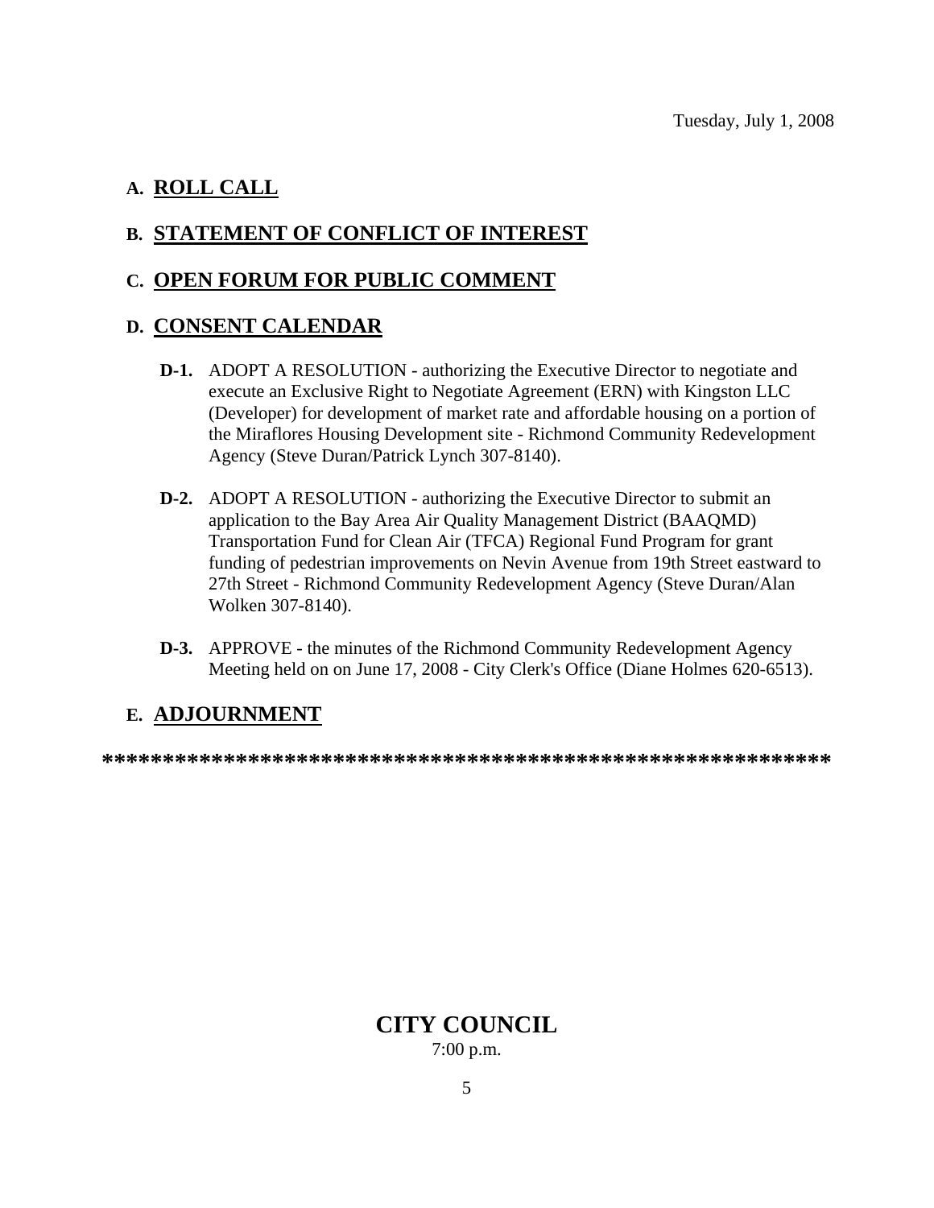Tuesday, July 1, 2008

## A. ROLL CALL

## B. STATEMENT OF CONFLICT OF INTEREST

## C. OPEN FORUM FOR PUBLIC COMMENT

## D. CONSENT CALENDAR

**D-1.** ADOPT A RESOLUTION - authorizing the Executive Director to negotiate and execute an Exclusive Right to Negotiate Agreement (ERN) with Kingston LLC (Developer) for development of market rate and affordable housing on a portion of the Miraflores Housing Development site - Richmond Community Redevelopment Agency (Steve Duran/Patrick Lynch 307-8140).

**D-2.** ADOPT A RESOLUTION - authorizing the Executive Director to submit an application to the Bay Area Air Quality Management District (BAAQMD) Transportation Fund for Clean Air (TFCA) Regional Fund Program for grant funding of pedestrian improvements on Nevin Avenue from 19th Street eastward to 27th Street - Richmond Community Redevelopment Agency (Steve Duran/Alan Wolken 307-8140).

**D-3.** APPROVE - the minutes of the Richmond Community Redevelopment Agency Meeting held on on June 17, 2008 - City Clerk's Office (Diane Holmes 620-6513).

## E. ADJOURNMENT

************************************************************

# CITY COUNCIL

7:00 p.m.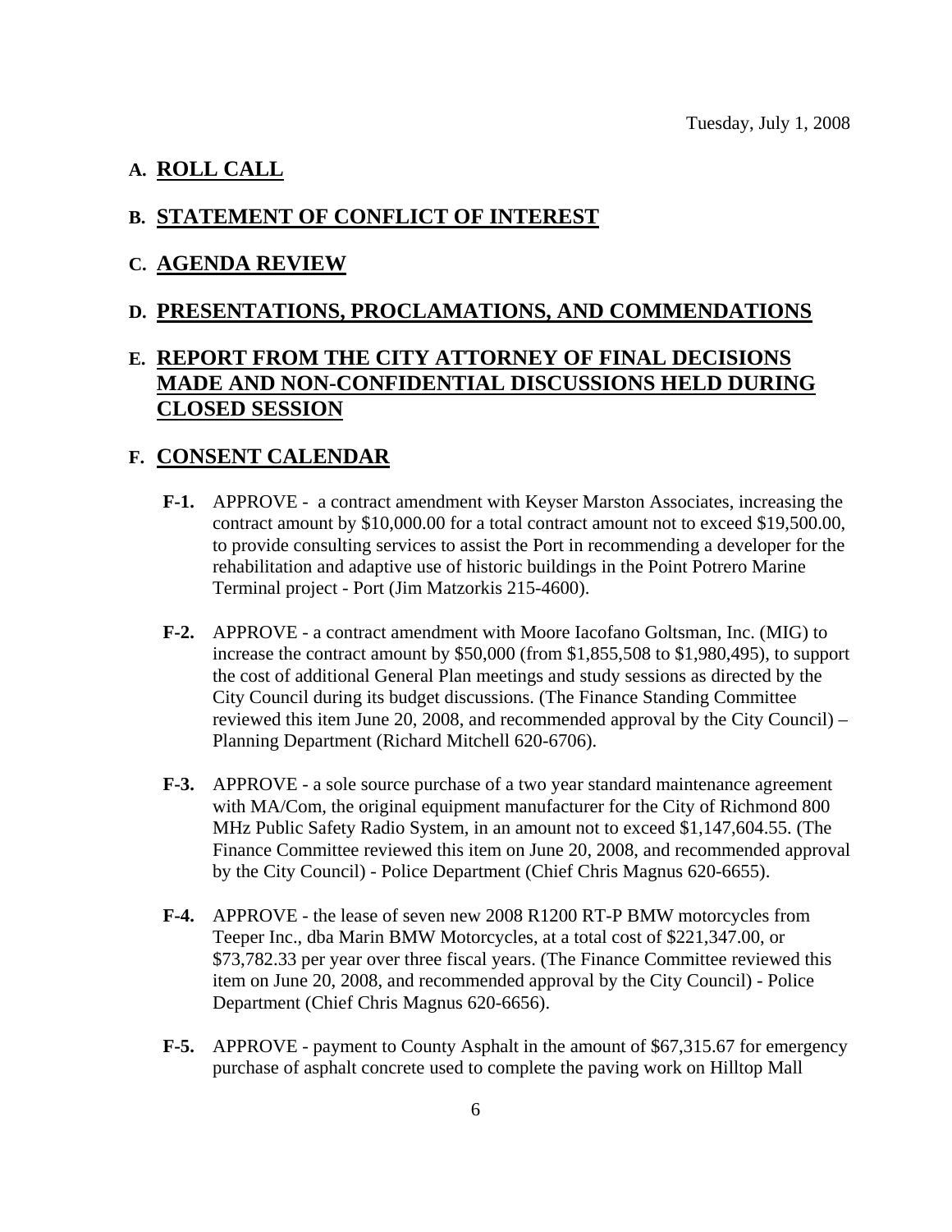Tuesday, July 1, 2008

## A. ROLL CALL

## B. STATEMENT OF CONFLICT OF INTEREST

## C. AGENDA REVIEW

## D. PRESENTATIONS, PROCLAMATIONS, AND COMMENDATIONS

## E. REPORT FROM THE CITY ATTORNEY OF FINAL DECISIONS MADE AND NON-CONFIDENTIAL DISCUSSIONS HELD DURING CLOSED SESSION

## F. CONSENT CALENDAR

**F-1.** APPROVE - a contract amendment with Keyser Marston Associates, increasing the contract amount by $10,000.00 for a total contract amount not to exceed $19,500.00, to provide consulting services to assist the Port in recommending a developer for the rehabilitation and adaptive use of historic buildings in the Point Potrero Marine Terminal project - Port (Jim Matzorkis 215-4600).

**F-2.** APPROVE - a contract amendment with Moore Iacofano Goltsman, Inc. (MIG) to increase the contract amount by $50,000 (from $1,855,508 to $1,980,495), to support the cost of additional General Plan meetings and study sessions as directed by the City Council during its budget discussions. (The Finance Standing Committee reviewed this item June 20, 2008, and recommended approval by the City Council) – Planning Department (Richard Mitchell 620-6706).

**F-3.** APPROVE - a sole source purchase of a two year standard maintenance agreement with MA/Com, the original equipment manufacturer for the City of Richmond 800 MHz Public Safety Radio System, in an amount not to exceed $1,147,604.55. (The Finance Committee reviewed this item on June 20, 2008, and recommended approval by the City Council) - Police Department (Chief Chris Magnus 620-6655).

**F-4.** APPROVE - the lease of seven new 2008 R1200 RT-P BMW motorcycles from Teeper Inc., dba Marin BMW Motorcycles, at a total cost of $221,347.00, or $73,782.33 per year over three fiscal years. (The Finance Committee reviewed this item on June 20, 2008, and recommended approval by the City Council) - Police Department (Chief Chris Magnus 620-6656).

**F-5.** APPROVE - payment to County Asphalt in the amount of $67,315.67 for emergency purchase of asphalt concrete used to complete the paving work on Hilltop Mall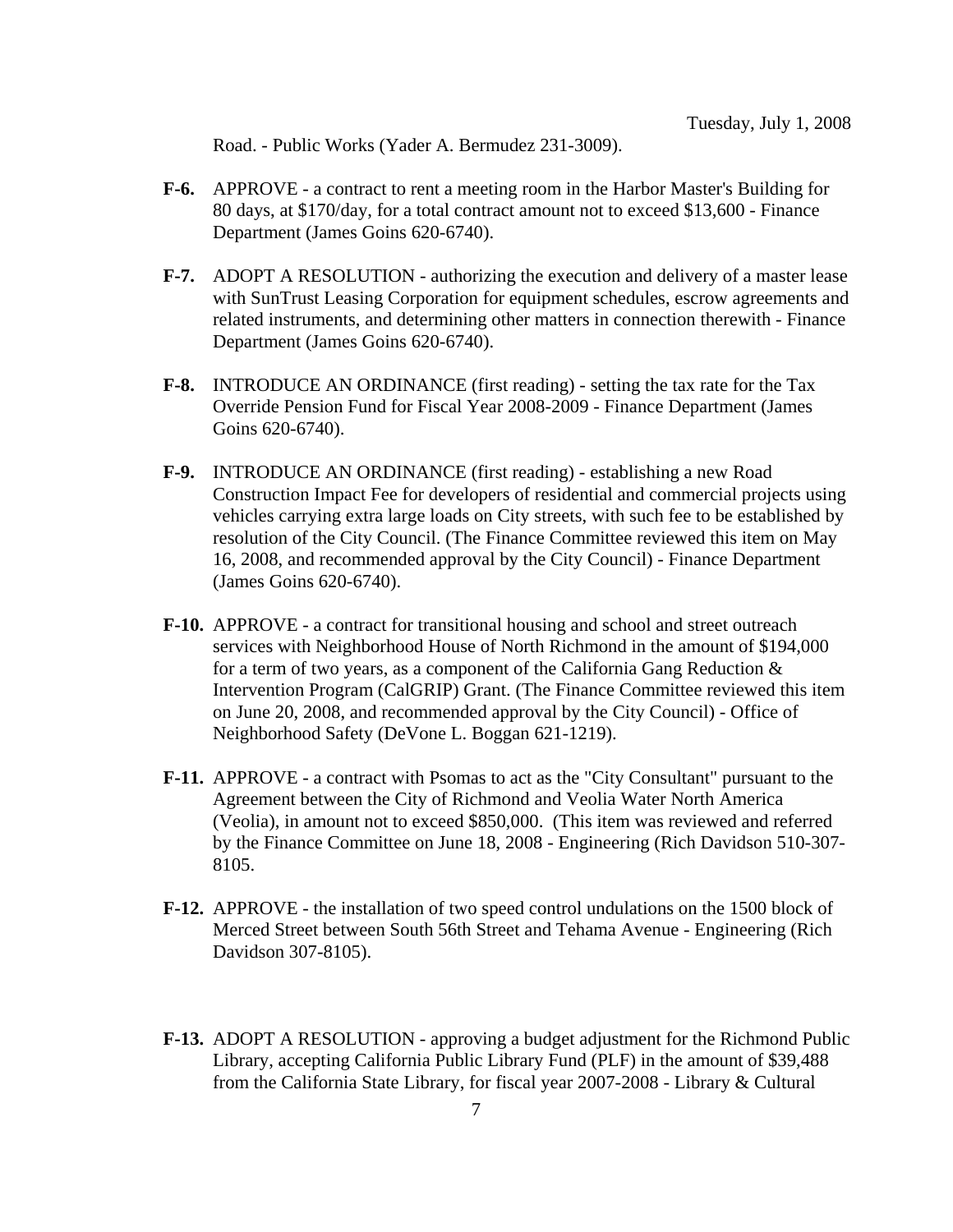Road. - Public Works (Yader A. Bermudez 231-3009).

**F-6.** APPROVE - a contract to rent a meeting room in the Harbor Master's Building for 80 days, at $170/day, for a total contract amount not to exceed $13,600 - Finance Department (James Goins 620-6740).

**F-7.** ADOPT A RESOLUTION - authorizing the execution and delivery of a master lease with SunTrust Leasing Corporation for equipment schedules, escrow agreements and related instruments, and determining other matters in connection therewith - Finance Department (James Goins 620-6740).

**F-8.** INTRODUCE AN ORDINANCE (first reading) - setting the tax rate for the Tax Override Pension Fund for Fiscal Year 2008-2009 - Finance Department (James Goins 620-6740).

**F-9.** INTRODUCE AN ORDINANCE (first reading) - establishing a new Road Construction Impact Fee for developers of residential and commercial projects using vehicles carrying extra large loads on City streets, with such fee to be established by resolution of the City Council. (The Finance Committee reviewed this item on May 16, 2008, and recommended approval by the City Council) - Finance Department (James Goins 620-6740).

**F-10.** APPROVE - a contract for transitional housing and school and street outreach services with Neighborhood House of North Richmond in the amount of $194,000 for a term of two years, as a component of the California Gang Reduction & Intervention Program (CalGRIP) Grant. (The Finance Committee reviewed this item on June 20, 2008, and recommended approval by the City Council) - Office of Neighborhood Safety (DeVone L. Boggan 621-1219).

**F-11.** APPROVE - a contract with Psomas to act as the "City Consultant" pursuant to the Agreement between the City of Richmond and Veolia Water North America (Veolia), in amount not to exceed $850,000. (This item was reviewed and referred by the Finance Committee on June 18, 2008 - Engineering (Rich Davidson 510-307-8105.

**F-12.** APPROVE - the installation of two speed control undulations on the 1500 block of Merced Street between South 56th Street and Tehama Avenue - Engineering (Rich Davidson 307-8105).

**F-13.** ADOPT A RESOLUTION - approving a budget adjustment for the Richmond Public Library, accepting California Public Library Fund (PLF) in the amount of $39,488 from the California State Library, for fiscal year 2007-2008 - Library & Cultural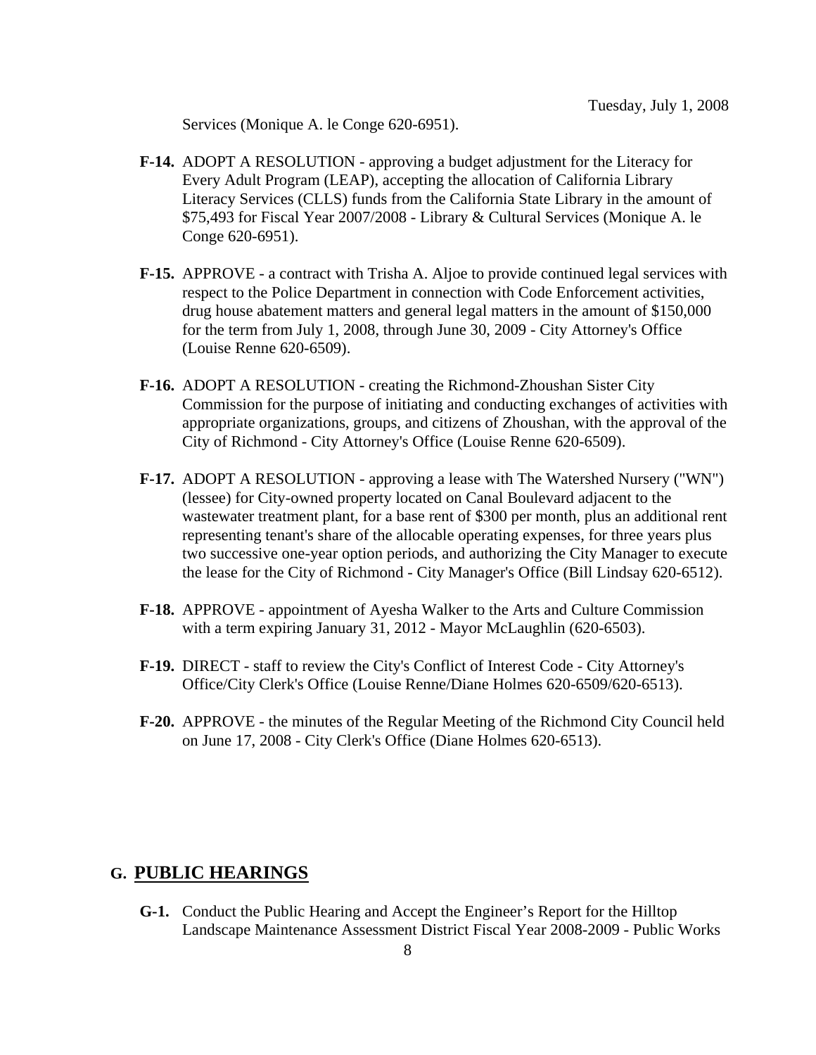Services (Monique A. le Conge 620-6951).

**F-14.** ADOPT A RESOLUTION - approving a budget adjustment for the Literacy for Every Adult Program (LEAP), accepting the allocation of California Library Literacy Services (CLLS) funds from the California State Library in the amount of $75,493 for Fiscal Year 2007/2008 - Library & Cultural Services (Monique A. le Conge 620-6951).

**F-15.** APPROVE - a contract with Trisha A. Aljoe to provide continued legal services with respect to the Police Department in connection with Code Enforcement activities, drug house abatement matters and general legal matters in the amount of $150,000 for the term from July 1, 2008, through June 30, 2009 - City Attorney's Office (Louise Renne 620-6509).

**F-16.** ADOPT A RESOLUTION - creating the Richmond-Zhoushan Sister City Commission for the purpose of initiating and conducting exchanges of activities with appropriate organizations, groups, and citizens of Zhoushan, with the approval of the City of Richmond - City Attorney's Office (Louise Renne 620-6509).

**F-17.** ADOPT A RESOLUTION - approving a lease with The Watershed Nursery ("WN") (lessee) for City-owned property located on Canal Boulevard adjacent to the wastewater treatment plant, for a base rent of $300 per month, plus an additional rent representing tenant's share of the allocable operating expenses, for three years plus two successive one-year option periods, and authorizing the City Manager to execute the lease for the City of Richmond - City Manager's Office (Bill Lindsay 620-6512).

**F-18.** APPROVE - appointment of Ayesha Walker to the Arts and Culture Commission with a term expiring January 31, 2012 - Mayor McLaughlin (620-6503).

**F-19.** DIRECT - staff to review the City's Conflict of Interest Code - City Attorney's Office/City Clerk's Office (Louise Renne/Diane Holmes 620-6509/620-6513).

**F-20.** APPROVE - the minutes of the Regular Meeting of the Richmond City Council held on June 17, 2008 - City Clerk's Office (Diane Holmes 620-6513).

## G. PUBLIC HEARINGS

**G-1.** Conduct the Public Hearing and Accept the Engineer's Report for the Hilltop Landscape Maintenance Assessment District Fiscal Year 2008-2009 - Public Works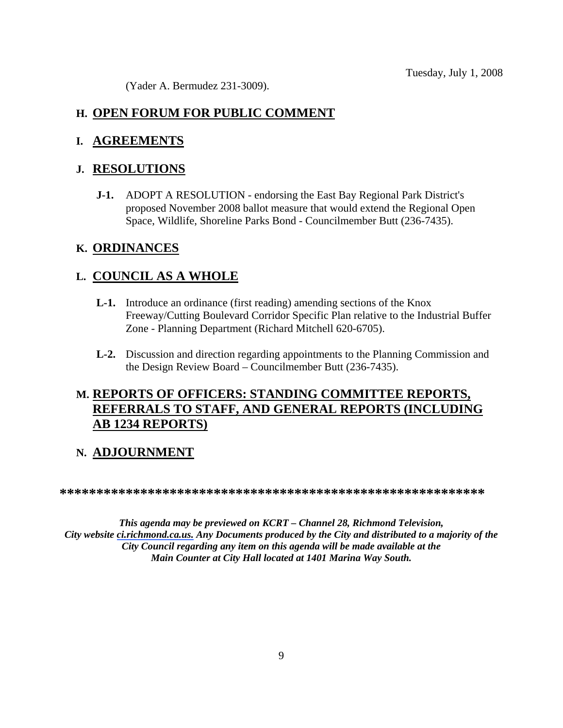(Yader A. Bermudez 231-3009).

## H. OPEN FORUM FOR PUBLIC COMMENT

## I. AGREEMENTS

## J. RESOLUTIONS

**J-1.** ADOPT A RESOLUTION - endorsing the East Bay Regional Park District's proposed November 2008 ballot measure that would extend the Regional Open Space, Wildlife, Shoreline Parks Bond - Councilmember Butt (236-7435).

## K. ORDINANCES

## L. COUNCIL AS A WHOLE

**L-1.** Introduce an ordinance (first reading) amending sections of the Knox Freeway/Cutting Boulevard Corridor Specific Plan relative to the Industrial Buffer Zone - Planning Department (Richard Mitchell 620-6705).

**L-2.** Discussion and direction regarding appointments to the Planning Commission and the Design Review Board – Councilmember Butt (236-7435).

## M. REPORTS OF OFFICERS: STANDING COMMITTEE REPORTS, REFERRALS TO STAFF, AND GENERAL REPORTS (INCLUDING AB 1234 REPORTS)

## N. ADJOURNMENT

**********************************************************

*This agenda may be previewed on KCRT – Channel 28, Richmond Television, City website ci.richmond.ca.us. Any Documents produced by the City and distributed to a majority of the City Council regarding any item on this agenda will be made available at the Main Counter at City Hall located at 1401 Marina Way South.*